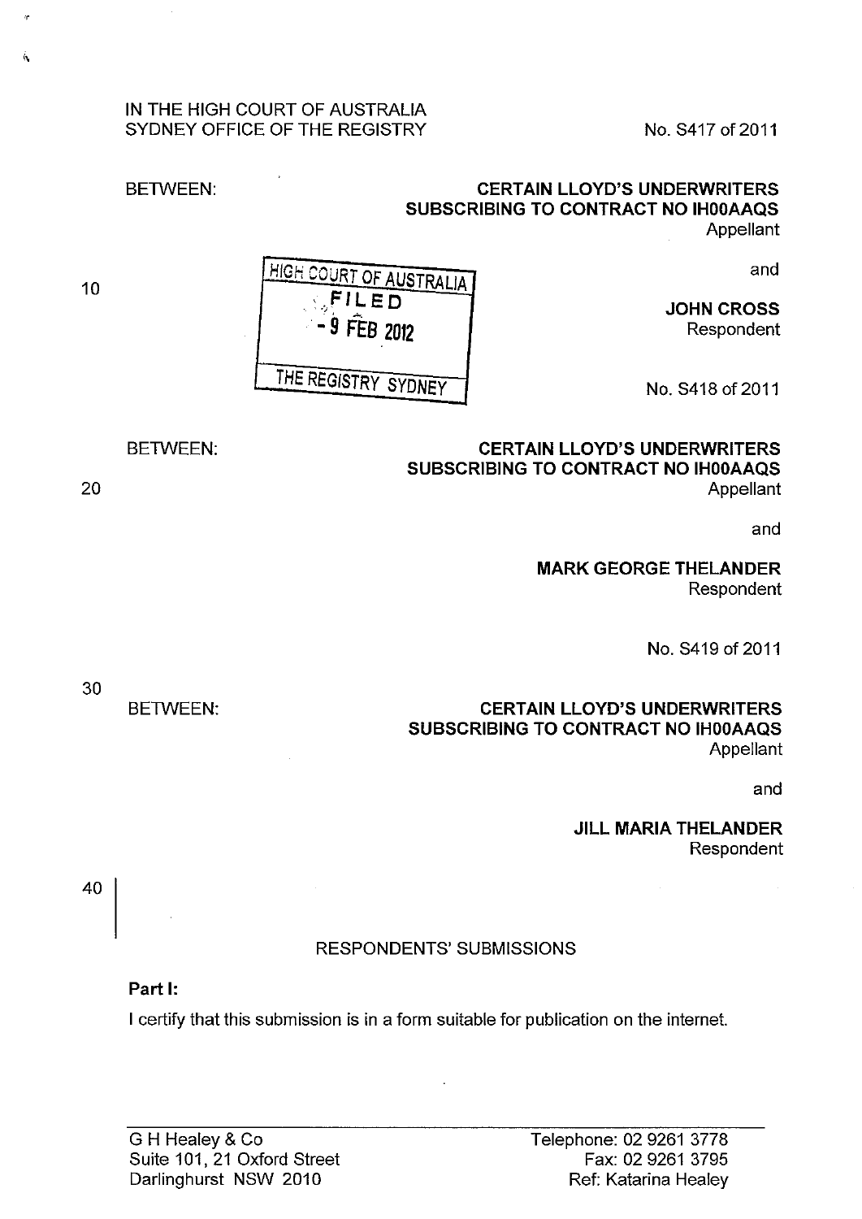IN THE HIGH COURT OF AUSTRALIA
SYDNEY OFFICE OF THE REGISTRY

No. S417 of 2011

BETWEEN:

**CERTAIN LLOYD'S UNDERWRITERS SUBSCRIBING TO CONTRACT NO IH00AAQS**
Appellant

and

**JOHN CROSS**
Respondent

HIGH COURT OF AUSTRALIA
FILED
- 9 FEB 2012
THE REGISTRY SYDNEY

No. S418 of 2011

BETWEEN:

**CERTAIN LLOYD'S UNDERWRITERS SUBSCRIBING TO CONTRACT NO IH00AAQS**
Appellant

and

**MARK GEORGE THELANDER**
Respondent

No. S419 of 2011

BETWEEN:

**CERTAIN LLOYD'S UNDERWRITERS SUBSCRIBING TO CONTRACT NO IH00AAQS**
Appellant

and

**JILL MARIA THELANDER**
Respondent

RESPONDENTS' SUBMISSIONS

**Part I:**

I certify that this submission is in a form suitable for publication on the internet.

---

G H Healey & Co
Suite 101, 21 Oxford Street
Darlinghurst NSW 2010

Telephone: 02 9261 3778
Fax: 02 9261 3795
Ref: Katarina Healey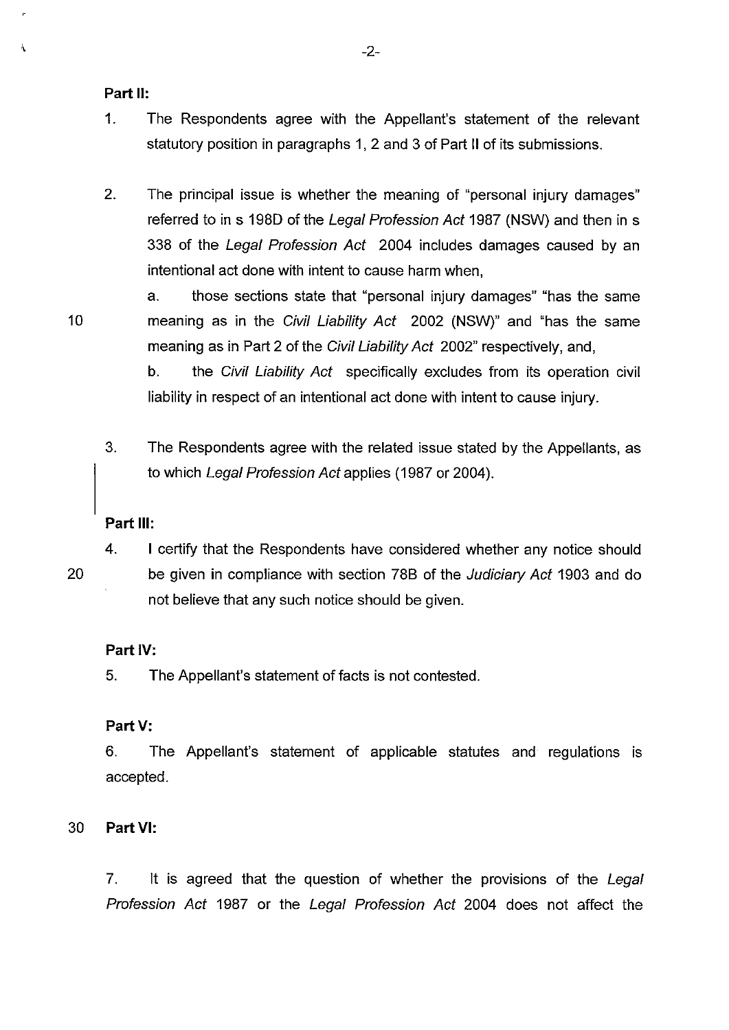**Part II:**

1. The Respondents agree with the Appellant's statement of the relevant statutory position in paragraphs 1, 2 and 3 of Part II of its submissions.

2. The principal issue is whether the meaning of "personal injury damages" referred to in s 198D of the *Legal Profession Act* 1987 (NSW) and then in s 338 of the *Legal Profession Act* 2004 includes damages caused by an intentional act done with intent to cause harm when,

   a. those sections state that "personal injury damages" "has the same meaning as in the *Civil Liability Act* 2002 (NSW)" and "has the same meaning as in Part 2 of the *Civil Liability Act* 2002" respectively, and,

   b. the *Civil Liability Act* specifically excludes from its operation civil liability in respect of an intentional act done with intent to cause injury.

3. The Respondents agree with the related issue stated by the Appellants, as to which *Legal Profession Act* applies (1987 or 2004).

**Part III:**

4. I certify that the Respondents have considered whether any notice should be given in compliance with section 78B of the *Judiciary Act* 1903 and do not believe that any such notice should be given.

**Part IV:**

5. The Appellant's statement of facts is not contested.

**Part V:**

6. The Appellant's statement of applicable statutes and regulations is accepted.

**Part VI:**

7. It is agreed that the question of whether the provisions of the *Legal Profession Act* 1987 or the *Legal Profession Act* 2004 does not affect the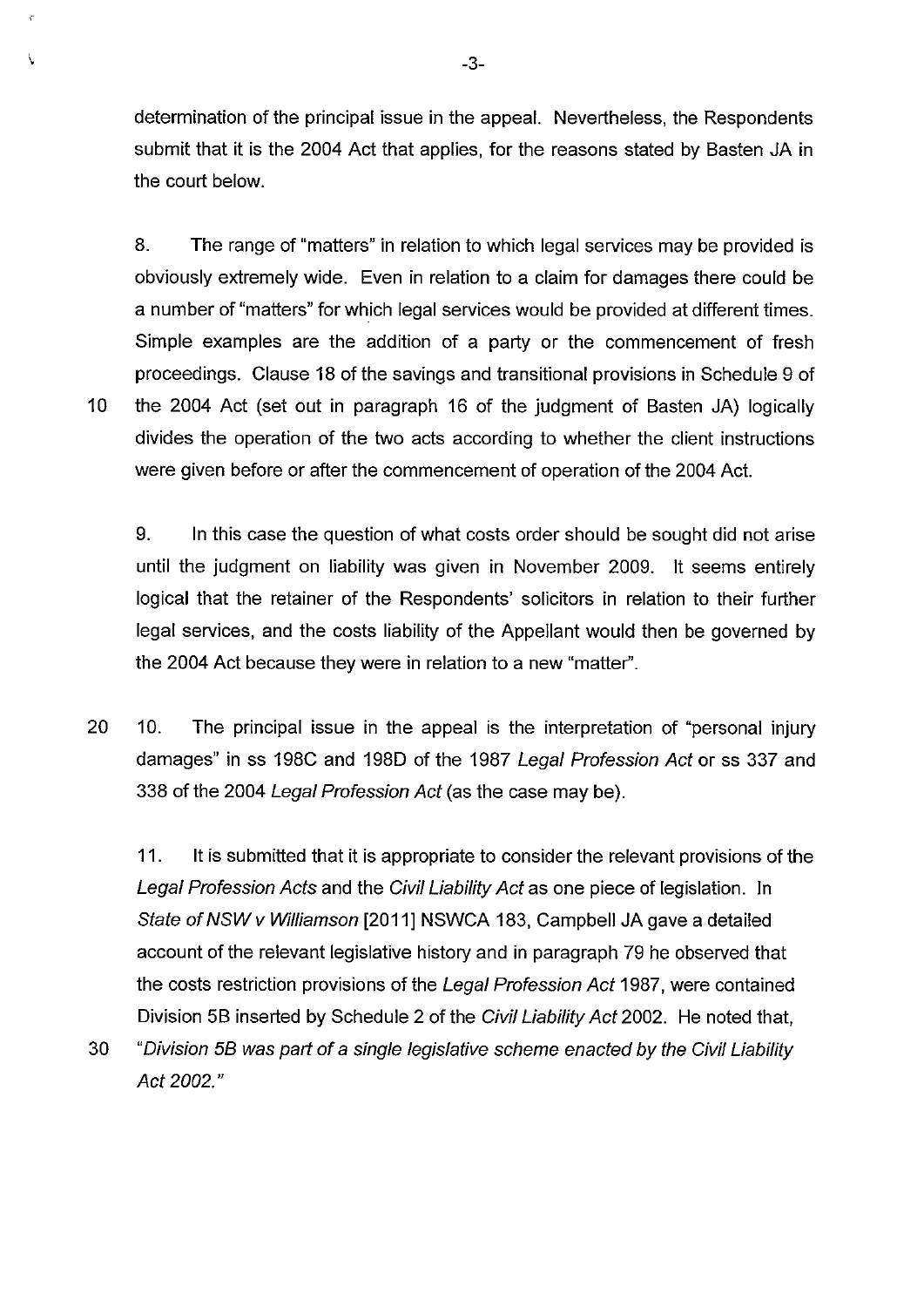determination of the principal issue in the appeal. Nevertheless, the Respondents submit that it is the 2004 Act that applies, for the reasons stated by Basten JA in the court below.

8. The range of "matters" in relation to which legal services may be provided is obviously extremely wide. Even in relation to a claim for damages there could be a number of "matters" for which legal services would be provided at different times. Simple examples are the addition of a party or the commencement of fresh proceedings. Clause 18 of the savings and transitional provisions in Schedule 9 of the 2004 Act (set out in paragraph 16 of the judgment of Basten JA) logically divides the operation of the two acts according to whether the client instructions were given before or after the commencement of operation of the 2004 Act.

9. In this case the question of what costs order should be sought did not arise until the judgment on liability was given in November 2009. It seems entirely logical that the retainer of the Respondents' solicitors in relation to their further legal services, and the costs liability of the Appellant would then be governed by the 2004 Act because they were in relation to a new "matter".

10. The principal issue in the appeal is the interpretation of "personal injury damages" in ss 198C and 198D of the 1987 *Legal Profession Act* or ss 337 and 338 of the 2004 *Legal Profession Act* (as the case may be).

11. It is submitted that it is appropriate to consider the relevant provisions of the *Legal Profession Acts* and the *Civil Liability Act* as one piece of legislation. In *State of NSW v Williamson* [2011] NSWCA 183, Campbell JA gave a detailed account of the relevant legislative history and in paragraph 79 he observed that the costs restriction provisions of the *Legal Profession Act* 1987, were contained Division 5B inserted by Schedule 2 of the *Civil Liability Act* 2002. He noted that, "*Division 5B was part of a single legislative scheme enacted by the Civil Liability Act 2002.*"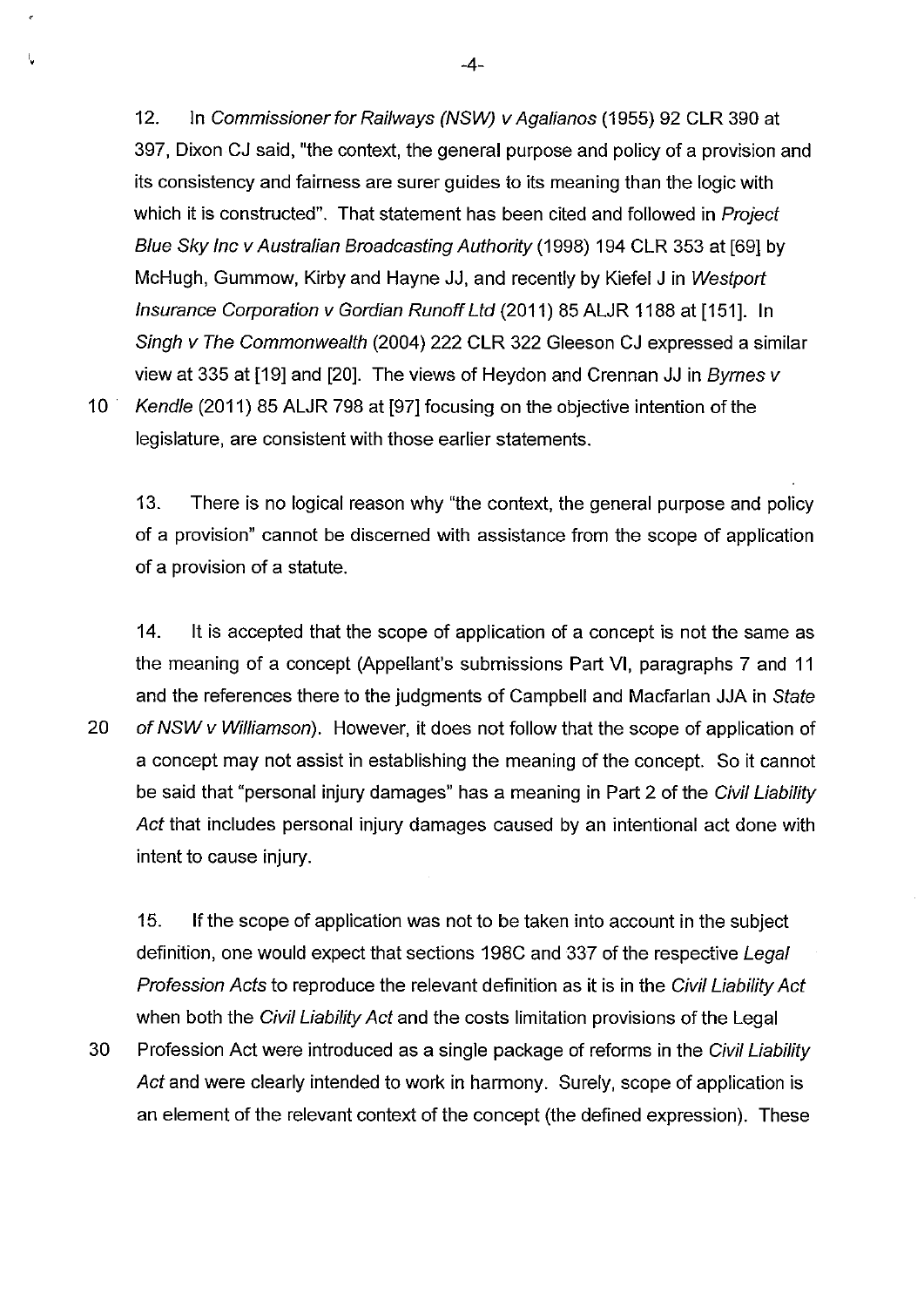12. In *Commissioner for Railways (NSW) v Agalianos* (1955) 92 CLR 390 at 397, Dixon CJ said, "the context, the general purpose and policy of a provision and its consistency and fairness are surer guides to its meaning than the logic with which it is constructed". That statement has been cited and followed in *Project Blue Sky Inc v Australian Broadcasting Authority* (1998) 194 CLR 353 at [69] by McHugh, Gummow, Kirby and Hayne JJ, and recently by Kiefel J in *Westport Insurance Corporation v Gordian Runoff Ltd* (2011) 85 ALJR 1188 at [151]. In *Singh v The Commonwealth* (2004) 222 CLR 322 Gleeson CJ expressed a similar view at 335 at [19] and [20]. The views of Heydon and Crennan JJ in *Byrnes v Kendle* (2011) 85 ALJR 798 at [97] focusing on the objective intention of the legislature, are consistent with those earlier statements.

13. There is no logical reason why "the context, the general purpose and policy of a provision" cannot be discerned with assistance from the scope of application of a provision of a statute.

14. It is accepted that the scope of application of a concept is not the same as the meaning of a concept (Appellant's submissions Part VI, paragraphs 7 and 11 and the references there to the judgments of Campbell and Macfarlan JJA in *State of NSW v Williamson*). However, it does not follow that the scope of application of a concept may not assist in establishing the meaning of the concept. So it cannot be said that "personal injury damages" has a meaning in Part 2 of the *Civil Liability Act* that includes personal injury damages caused by an intentional act done with intent to cause injury.

15. If the scope of application was not to be taken into account in the subject definition, one would expect that sections 198C and 337 of the respective *Legal Profession Acts* to reproduce the relevant definition as it is in the *Civil Liability Act* when both the *Civil Liability Act* and the costs limitation provisions of the Legal Profession Act were introduced as a single package of reforms in the *Civil Liability Act* and were clearly intended to work in harmony. Surely, scope of application is an element of the relevant context of the concept (the defined expression). These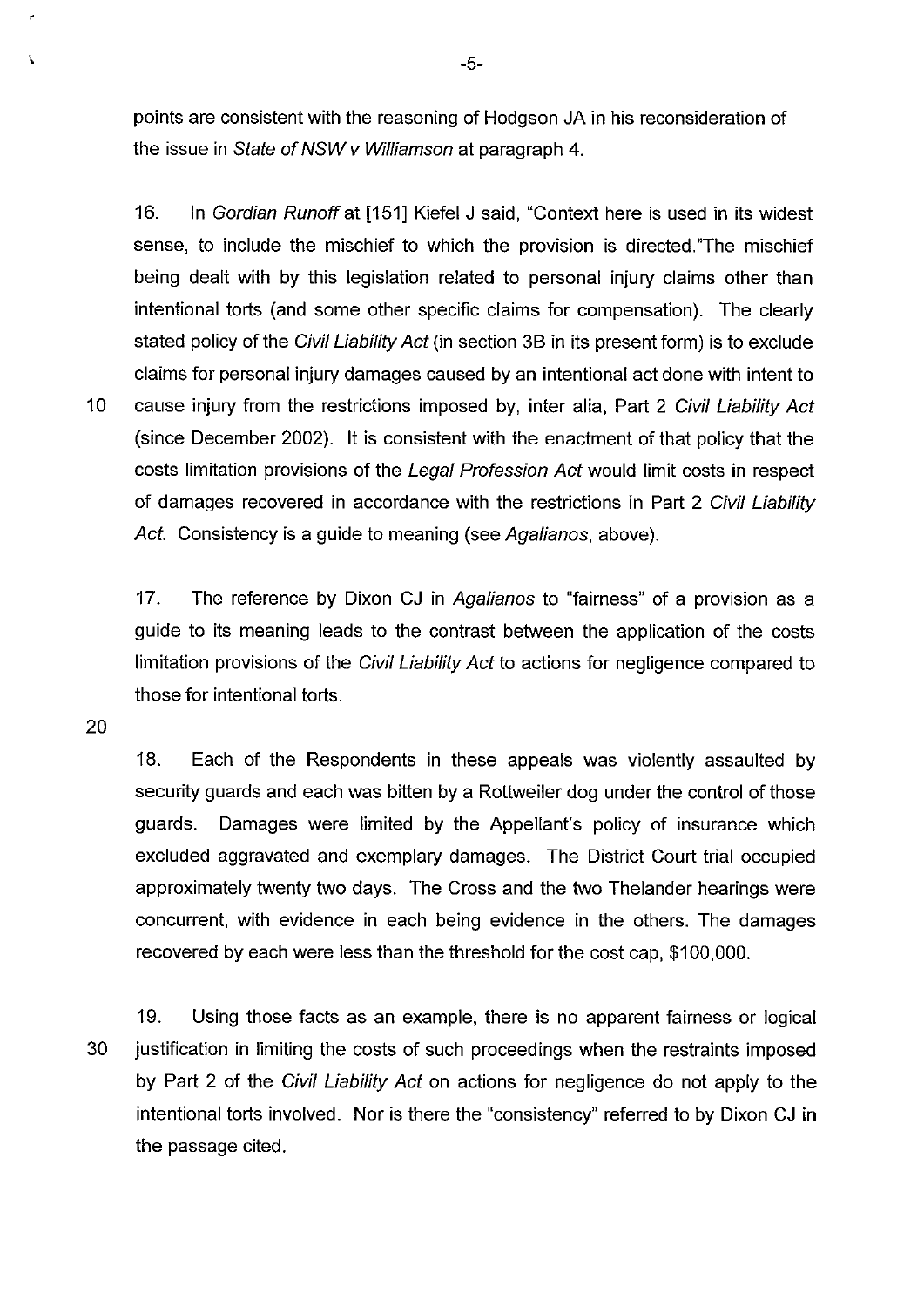points are consistent with the reasoning of Hodgson JA in his reconsideration of the issue in *State of NSW v Williamson* at paragraph 4.

16. In *Gordian Runoff* at [151] Kiefel J said, "Context here is used in its widest sense, to include the mischief to which the provision is directed."The mischief being dealt with by this legislation related to personal injury claims other than intentional torts (and some other specific claims for compensation). The clearly stated policy of the *Civil Liability Act* (in section 3B in its present form) is to exclude claims for personal injury damages caused by an intentional act done with intent to cause injury from the restrictions imposed by, inter alia, Part 2 *Civil Liability Act* (since December 2002). It is consistent with the enactment of that policy that the costs limitation provisions of the *Legal Profession Act* would limit costs in respect of damages recovered in accordance with the restrictions in Part 2 *Civil Liability Act*. Consistency is a guide to meaning (see *Agalianos*, above).

17. The reference by Dixon CJ in *Agalianos* to "fairness" of a provision as a guide to its meaning leads to the contrast between the application of the costs limitation provisions of the *Civil Liability Act* to actions for negligence compared to those for intentional torts.

18. Each of the Respondents in these appeals was violently assaulted by security guards and each was bitten by a Rottweiler dog under the control of those guards. Damages were limited by the Appellant's policy of insurance which excluded aggravated and exemplary damages. The District Court trial occupied approximately twenty two days. The Cross and the two Thelander hearings were concurrent, with evidence in each being evidence in the others. The damages recovered by each were less than the threshold for the cost cap, $100,000.

19. Using those facts as an example, there is no apparent fairness or logical justification in limiting the costs of such proceedings when the restraints imposed by Part 2 of the *Civil Liability Act* on actions for negligence do not apply to the intentional torts involved. Nor is there the "consistency" referred to by Dixon CJ in the passage cited.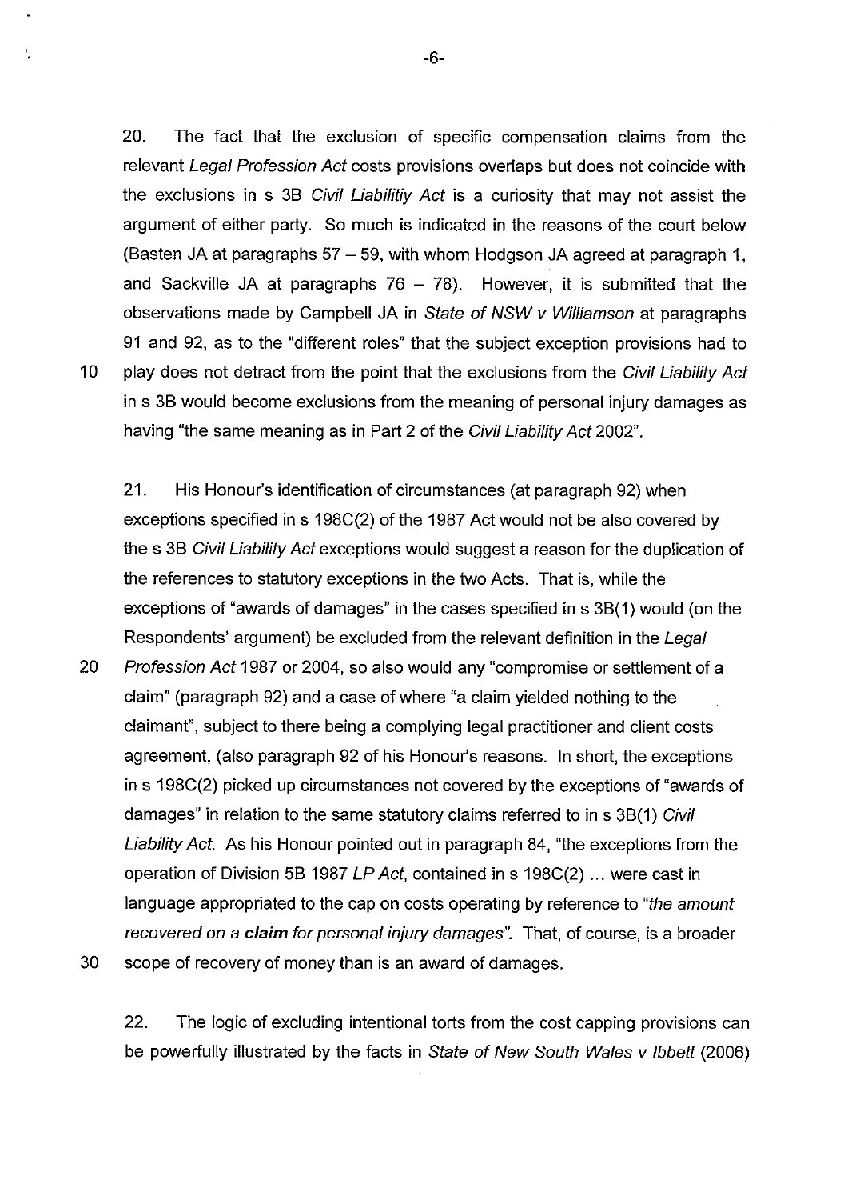20. The fact that the exclusion of specific compensation claims from the relevant *Legal Profession Act* costs provisions overlaps but does not coincide with the exclusions in s 3B *Civil Liabilitiy Act* is a curiosity that may not assist the argument of either party. So much is indicated in the reasons of the court below (Basten JA at paragraphs 57 – 59, with whom Hodgson JA agreed at paragraph 1, and Sackville JA at paragraphs 76 – 78). However, it is submitted that the observations made by Campbell JA in *State of NSW v Williamson* at paragraphs 91 and 92, as to the "different roles" that the subject exception provisions had to play does not detract from the point that the exclusions from the *Civil Liability Act* in s 3B would become exclusions from the meaning of personal injury damages as having "the same meaning as in Part 2 of the *Civil Liability Act* 2002".

21. His Honour's identification of circumstances (at paragraph 92) when exceptions specified in s 198C(2) of the 1987 Act would not be also covered by the s 3B *Civil Liability Act* exceptions would suggest a reason for the duplication of the references to statutory exceptions in the two Acts. That is, while the exceptions of "awards of damages" in the cases specified in s 3B(1) would (on the Respondents' argument) be excluded from the relevant definition in the *Legal Profession Act* 1987 or 2004, so also would any "compromise or settlement of a claim" (paragraph 92) and a case of where "a claim yielded nothing to the claimant", subject to there being a complying legal practitioner and client costs agreement, (also paragraph 92 of his Honour's reasons. In short, the exceptions in s 198C(2) picked up circumstances not covered by the exceptions of "awards of damages" in relation to the same statutory claims referred to in s 3B(1) *Civil Liability Act*. As his Honour pointed out in paragraph 84, "the exceptions from the operation of Division 5B 1987 *LP Act*, contained in s 198C(2) ... were cast in language appropriated to the cap on costs operating by reference to "*the amount recovered on a* ***claim*** *for personal injury damages*". That, of course, is a broader scope of recovery of money than is an award of damages.

22. The logic of excluding intentional torts from the cost capping provisions can be powerfully illustrated by the facts in *State of New South Wales v Ibbett* (2006)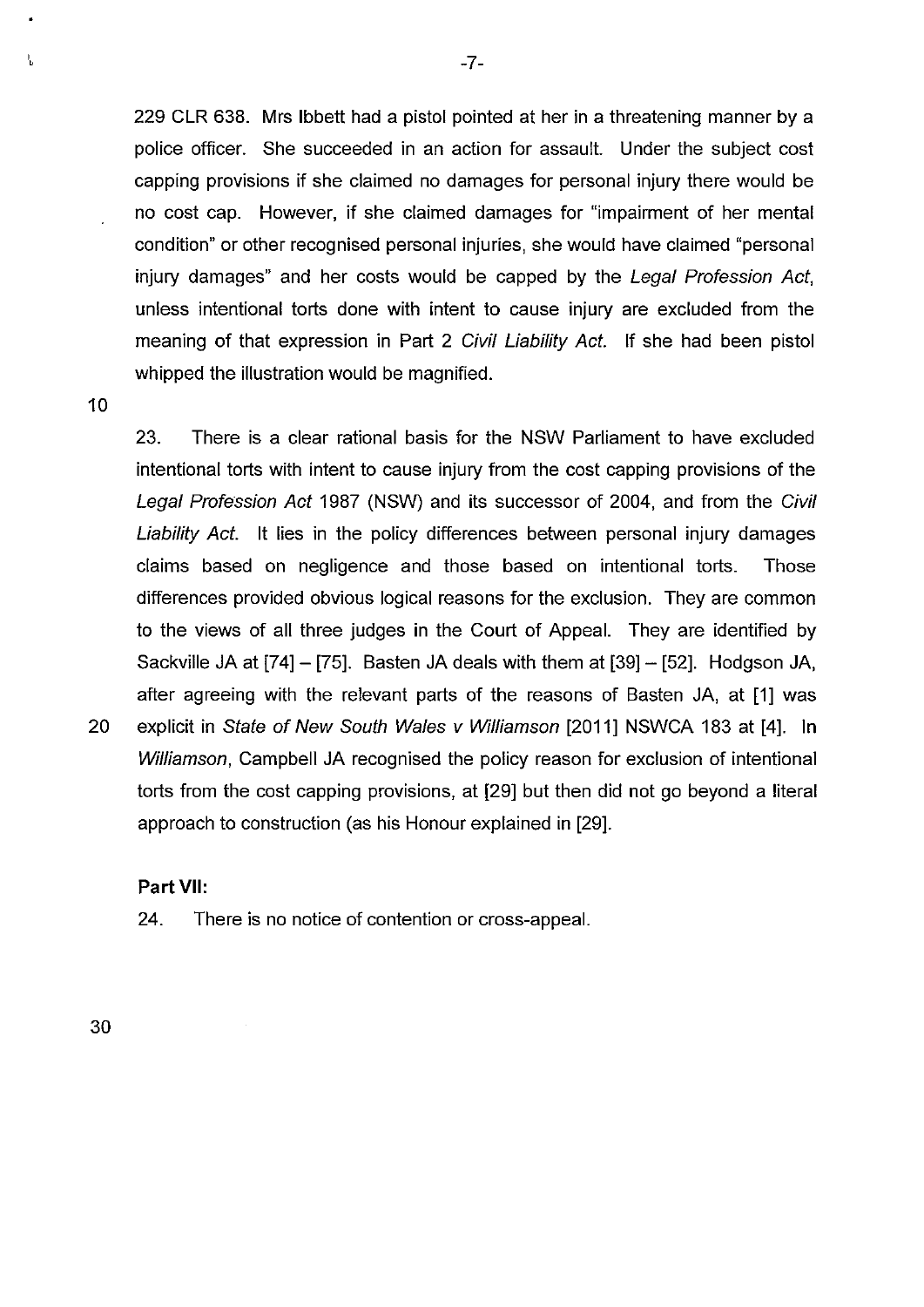229 CLR 638. Mrs Ibbett had a pistol pointed at her in a threatening manner by a police officer. She succeeded in an action for assault. Under the subject cost capping provisions if she claimed no damages for personal injury there would be no cost cap. However, if she claimed damages for "impairment of her mental condition" or other recognised personal injuries, she would have claimed "personal injury damages" and her costs would be capped by the *Legal Profession Act*, unless intentional torts done with intent to cause injury are excluded from the meaning of that expression in Part 2 *Civil Liability Act*. If she had been pistol whipped the illustration would be magnified.

23. There is a clear rational basis for the NSW Parliament to have excluded intentional torts with intent to cause injury from the cost capping provisions of the *Legal Profession Act* 1987 (NSW) and its successor of 2004, and from the *Civil Liability Act*. It lies in the policy differences between personal injury damages claims based on negligence and those based on intentional torts. Those differences provided obvious logical reasons for the exclusion. They are common to the views of all three judges in the Court of Appeal. They are identified by Sackville JA at [74] – [75]. Basten JA deals with them at [39] – [52]. Hodgson JA, after agreeing with the relevant parts of the reasons of Basten JA, at [1] was explicit in *State of New South Wales v Williamson* [2011] NSWCA 183 at [4]. In *Williamson*, Campbell JA recognised the policy reason for exclusion of intentional torts from the cost capping provisions, at [29] but then did not go beyond a literal approach to construction (as his Honour explained in [29].

**Part VII:**

24. There is no notice of contention or cross-appeal.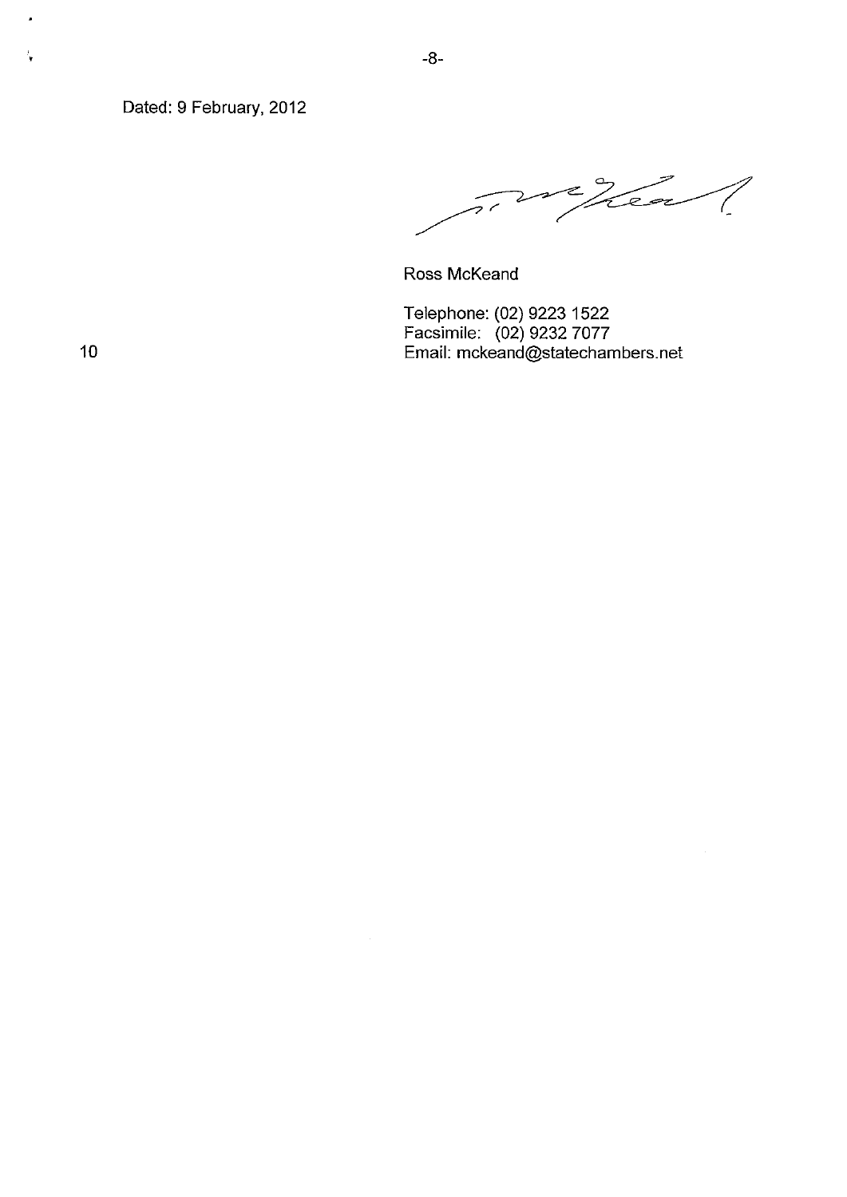Dated: 9 February, 2012

Ross McKeand

Telephone: (02) 9223 1522
Facsimile: (02) 9232 7077
Email: mckeand@statechambers.net